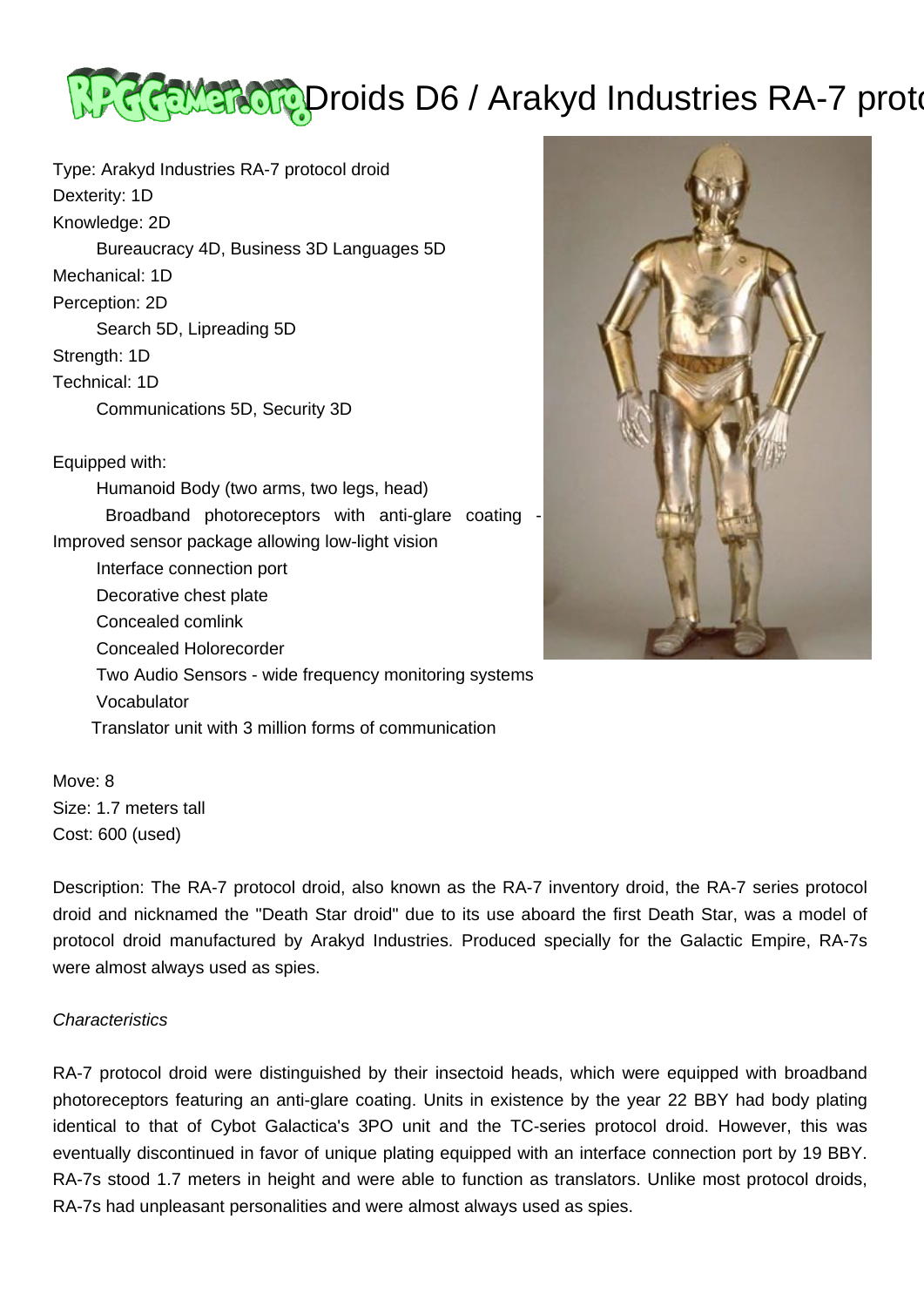# Droids D6 / Arakyd Industries RA-7 proto

Type: Arakyd Industries RA-7 protocol droid
Dexterity: 1D
Knowledge: 2D
  Bureaucracy 4D, Business 3D Languages 5D
Mechanical: 1D
Perception: 2D
  Search 5D, Lipreading 5D
Strength: 1D
Technical: 1D
  Communications 5D, Security 3D

Equipped with:
- Humanoid Body (two arms, two legs, head)
- Broadband photoreceptors with anti-glare coating - Improved sensor package allowing low-light vision
- Interface connection port
- Decorative chest plate
- Concealed comlink
- Concealed Holorecorder
- Two Audio Sensors - wide frequency monitoring systems
- Vocabulator
- Translator unit with 3 million forms of communication

Move: 8
Size: 1.7 meters tall
Cost: 600 (used)

Description: The RA-7 protocol droid, also known as the RA-7 inventory droid, the RA-7 series protocol droid and nicknamed the "Death Star droid" due to its use aboard the first Death Star, was a model of protocol droid manufactured by Arakyd Industries. Produced specially for the Galactic Empire, RA-7s were almost always used as spies.

*Characteristics*

RA-7 protocol droid were distinguished by their insectoid heads, which were equipped with broadband photoreceptors featuring an anti-glare coating. Units in existence by the year 22 BBY had body plating identical to that of Cybot Galactica's 3PO unit and the TC-series protocol droid. However, this was eventually discontinued in favor of unique plating equipped with an interface connection port by 19 BBY. RA-7s stood 1.7 meters in height and were able to function as translators. Unlike most protocol droids, RA-7s had unpleasant personalities and were almost always used as spies.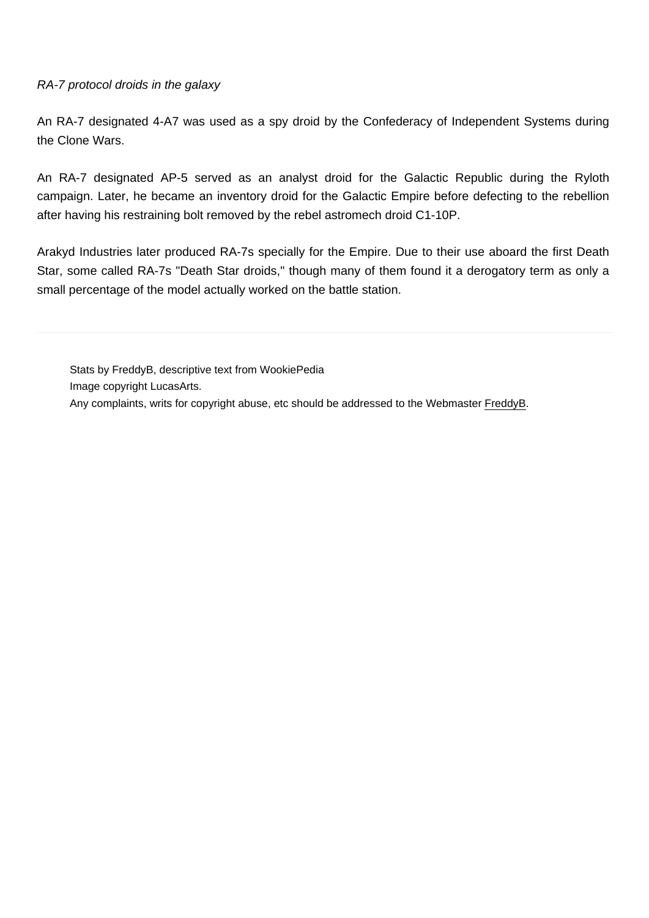*RA-7 protocol droids in the galaxy*

An RA-7 designated 4-A7 was used as a spy droid by the Confederacy of Independent Systems during the Clone Wars.

An RA-7 designated AP-5 served as an analyst droid for the Galactic Republic during the Ryloth campaign. Later, he became an inventory droid for the Galactic Empire before defecting to the rebellion after having his restraining bolt removed by the rebel astromech droid C1-10P.

Arakyd Industries later produced RA-7s specially for the Empire. Due to their use aboard the first Death Star, some called RA-7s "Death Star droids," though many of them found it a derogatory term as only a small percentage of the model actually worked on the battle station.

---

Stats by FreddyB, descriptive text from WookiePedia
Image copyright LucasArts.
Any complaints, writs for copyright abuse, etc should be addressed to the Webmaster FreddyB.